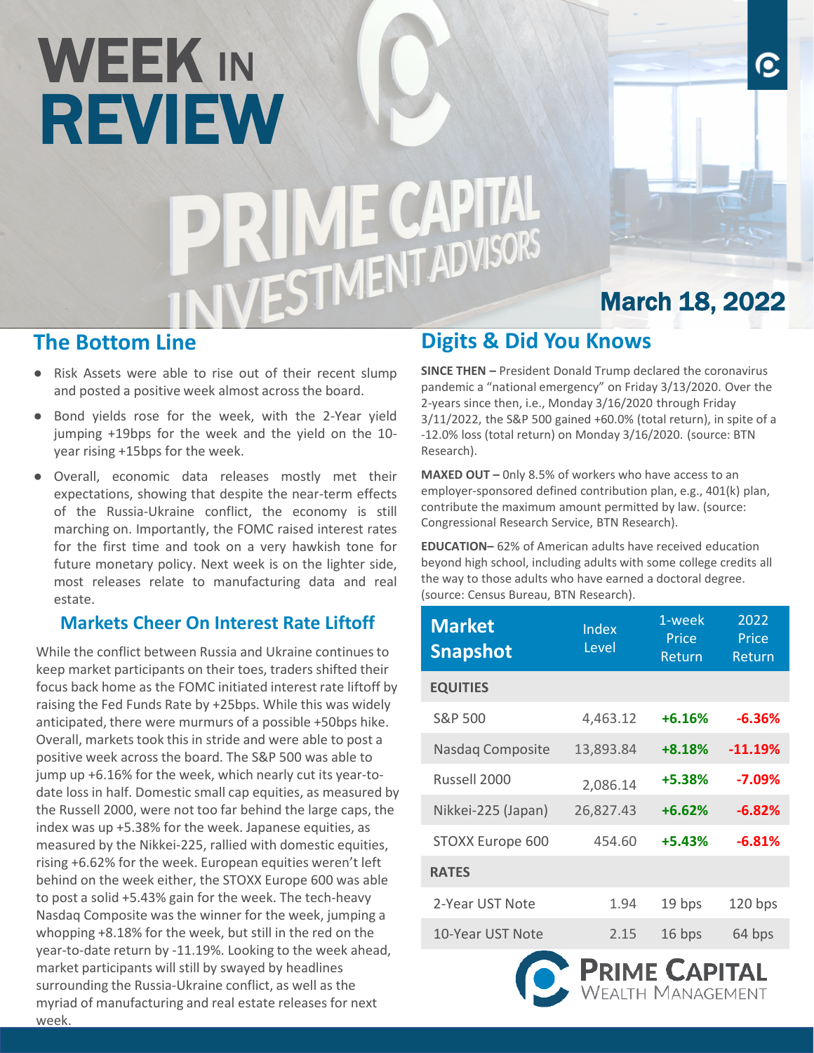# WEEK IN REVIEW

March 18, 2022

## The Bottom Line

- Risk Assets were able to rise out of their recent slump and posted a positive week almost across the board.
- Bond yields rose for the week, with the 2-Year yield jumping +19bps for the week and the yield on the 10-year rising +15bps for the week.
- Overall, economic data releases mostly met their expectations, showing that despite the near-term effects of the Russia-Ukraine conflict, the economy is still marching on. Importantly, the FOMC raised interest rates for the first time and took on a very hawkish tone for future monetary policy. Next week is on the lighter side, most releases relate to manufacturing data and real estate.

### Markets Cheer On Interest Rate Liftoff

While the conflict between Russia and Ukraine continues to keep market participants on their toes, traders shifted their focus back home as the FOMC initiated interest rate liftoff by raising the Fed Funds Rate by +25bps. While this was widely anticipated, there were murmurs of a possible +50bps hike. Overall, markets took this in stride and were able to post a positive week across the board. The S&P 500 was able to jump up +6.16% for the week, which nearly cut its year-to-date loss in half. Domestic small cap equities, as measured by the Russell 2000, were not too far behind the large caps, the index was up +5.38% for the week. Japanese equities, as measured by the Nikkei-225, rallied with domestic equities, rising +6.62% for the week. European equities weren't left behind on the week either, the STOXX Europe 600 was able to post a solid +5.43% gain for the week. The tech-heavy Nasdaq Composite was the winner for the week, jumping a whopping +8.18% for the week, but still in the red on the year-to-date return by -11.19%. Looking to the week ahead, market participants will still by swayed by headlines surrounding the Russia-Ukraine conflict, as well as the myriad of manufacturing and real estate releases for next week.

## Digits & Did You Knows

**SINCE THEN –** President Donald Trump declared the coronavirus pandemic a "national emergency" on Friday 3/13/2020. Over the 2-years since then, i.e., Monday 3/16/2020 through Friday 3/11/2022, the S&P 500 gained +60.0% (total return), in spite of a -12.0% loss (total return) on Monday 3/16/2020. (source: BTN Research).

**MAXED OUT –** 0nly 8.5% of workers who have access to an employer-sponsored defined contribution plan, e.g., 401(k) plan, contribute the maximum amount permitted by law. (source: Congressional Research Service, BTN Research).

**EDUCATION–** 62% of American adults have received education beyond high school, including adults with some college credits all the way to those adults who have earned a doctoral degree. (source: Census Bureau, BTN Research).

| Market Snapshot | Index Level | 1-week Price Return | 2022 Price Return |
|---|---|---|---|
| **EQUITIES** | | | |
| S&P 500 | 4,463.12 | +6.16% | -6.36% |
| Nasdaq Composite | 13,893.84 | +8.18% | -11.19% |
| Russell 2000 | 2,086.14 | +5.38% | -7.09% |
| Nikkei-225 (Japan) | 26,827.43 | +6.62% | -6.82% |
| STOXX Europe 600 | 454.60 | +5.43% | -6.81% |
| **RATES** | | | |
| 2-Year UST Note | 1.94 | 19 bps | 120 bps |
| 10-Year UST Note | 2.15 | 16 bps | 64 bps |

PRIME CAPITAL WEALTH MANAGEMENT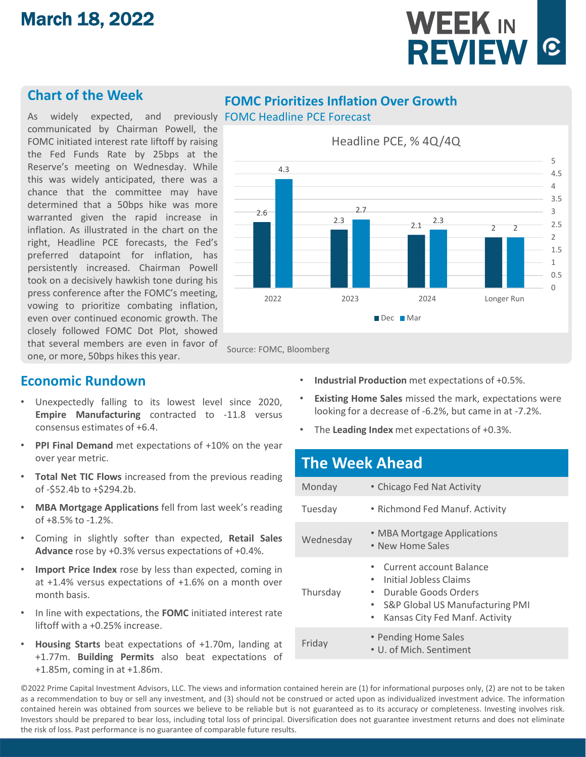# March 18, 2022

# WEEK IN REVIEW

## Chart of the Week

As widely expected, and previously communicated by Chairman Powell, the FOMC initiated interest rate liftoff by raising the Fed Funds Rate by 25bps at the Reserve's meeting on Wednesday. While this was widely anticipated, there was a chance that the committee may have determined that a 50bps hike was more warranted given the rapid increase in inflation. As illustrated in the chart on the right, Headline PCE forecasts, the Fed's preferred datapoint for inflation, has persistently increased. Chairman Powell took on a decisively hawkish tone during his press conference after the FOMC's meeting, vowing to prioritize combating inflation, even over continued economic growth. The closely followed FOMC Dot Plot, showed that several members are even in favor of one, or more, 50bps hikes this year.

### FOMC Prioritizes Inflation Over Growth

FOMC Headline PCE Forecast

Headline PCE, % 4Q/4Q

| | 2022 | 2023 | 2024 | Longer Run |
|---|---|---|---|---|
| Dec | 2.6 | 2.3 | 2.1 | 2 |
| Mar | 4.3 | 2.7 | 2.3 | 2 |

Source: FOMC, Bloomberg

## Economic Rundown

- Unexpectedly falling to its lowest level since 2020, **Empire Manufacturing** contracted to -11.8 versus consensus estimates of +6.4.
- **PPI Final Demand** met expectations of +10% on the year over year metric.
- **Total Net TIC Flows** increased from the previous reading of -$52.4b to +$294.2b.
- **MBA Mortgage Applications** fell from last week's reading of +8.5% to -1.2%.
- Coming in slightly softer than expected, **Retail Sales Advance** rose by +0.3% versus expectations of +0.4%.
- **Import Price Index** rose by less than expected, coming in at +1.4% versus expectations of +1.6% on a month over month basis.
- In line with expectations, the **FOMC** initiated interest rate liftoff with a +0.25% increase.
- **Housing Starts** beat expectations of +1.70m, landing at +1.77m. **Building Permits** also beat expectations of +1.85m, coming in at +1.86m.
- **Industrial Production** met expectations of +0.5%.
- **Existing Home Sales** missed the mark, expectations were looking for a decrease of -6.2%, but came in at -7.2%.
- The **Leading Index** met expectations of +0.3%.

## The Week Ahead

| Day | Events |
|---|---|
| Monday | • Chicago Fed Nat Activity |
| Tuesday | • Richmond Fed Manuf. Activity |
| Wednesday | • MBA Mortgage Applications<br>• New Home Sales |
| Thursday | • Current account Balance<br>• Initial Jobless Claims<br>• Durable Goods Orders<br>• S&P Global US Manufacturing PMI<br>• Kansas City Fed Manf. Activity |
| Friday | • Pending Home Sales<br>• U. of Mich. Sentiment |

©2022 Prime Capital Investment Advisors, LLC. The views and information contained herein are (1) for informational purposes only, (2) are not to be taken as a recommendation to buy or sell any investment, and (3) should not be construed or acted upon as individualized investment advice. The information contained herein was obtained from sources we believe to be reliable but is not guaranteed as to its accuracy or completeness. Investing involves risk. Investors should be prepared to bear loss, including total loss of principal. Diversification does not guarantee investment returns and does not eliminate the risk of loss. Past performance is no guarantee of comparable future results.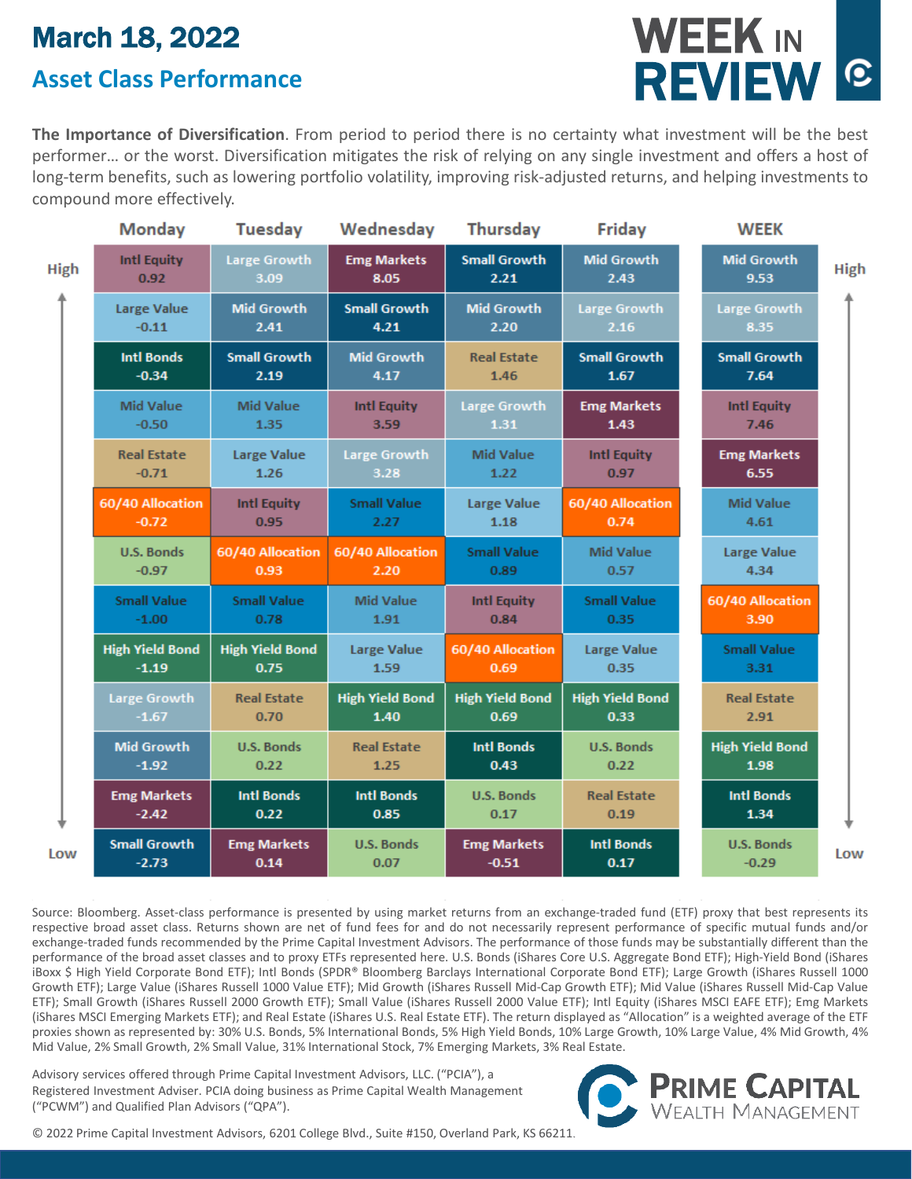# March 18, 2022

## Asset Class Performance

# WEEK IN REVIEW

**The Importance of Diversification**. From period to period there is no certainty what investment will be the best performer… or the worst. Diversification mitigates the risk of relying on any single investment and offers a host of long-term benefits, such as lowering portfolio volatility, improving risk-adjusted returns, and helping investments to compound more effectively.

| | Monday | Tuesday | Wednesday | Thursday | Friday | WEEK | |
|---|---|---|---|---|---|---|---|
| High | Intl Equity 0.92 | Large Growth 3.09 | Emg Markets 8.05 | Small Growth 2.21 | Mid Growth 2.43 | Mid Growth 9.53 | High |
| | Large Value -0.11 | Mid Growth 2.41 | Small Growth 4.21 | Mid Growth 2.20 | Large Growth 2.16 | Large Growth 8.35 | |
| | Intl Bonds -0.34 | Small Growth 2.19 | Mid Growth 4.17 | Real Estate 1.46 | Small Growth 1.67 | Small Growth 7.64 | |
| | Mid Value -0.50 | Mid Value 1.35 | Intl Equity 3.59 | Large Growth 1.31 | Emg Markets 1.43 | Intl Equity 7.46 | |
| | Real Estate -0.71 | Large Value 1.26 | Large Growth 3.28 | Mid Value 1.22 | Intl Equity 0.97 | Emg Markets 6.55 | |
| | 60/40 Allocation -0.72 | Intl Equity 0.95 | Small Value 2.27 | Large Value 1.18 | 60/40 Allocation 0.74 | Mid Value 4.61 | |
| | U.S. Bonds -0.97 | 60/40 Allocation 0.93 | 60/40 Allocation 2.20 | Small Value 0.89 | Mid Value 0.57 | Large Value 4.34 | |
| | Small Value -1.00 | Small Value 0.78 | Mid Value 1.91 | Intl Equity 0.84 | Small Value 0.35 | 60/40 Allocation 3.90 | |
| | High Yield Bond -1.19 | High Yield Bond 0.75 | Large Value 1.59 | 60/40 Allocation 0.69 | Large Value 0.35 | Small Value 3.31 | |
| | Large Growth -1.67 | Real Estate 0.70 | High Yield Bond 1.40 | High Yield Bond 0.69 | High Yield Bond 0.33 | Real Estate 2.91 | |
| | Mid Growth -1.92 | U.S. Bonds 0.22 | Real Estate 1.25 | Intl Bonds 0.43 | U.S. Bonds 0.22 | High Yield Bond 1.98 | |
| | Emg Markets -2.42 | Intl Bonds 0.22 | Intl Bonds 0.85 | U.S. Bonds 0.17 | Real Estate 0.19 | Intl Bonds 1.34 | |
| Low | Small Growth -2.73 | Emg Markets 0.14 | U.S. Bonds 0.07 | Emg Markets -0.51 | Intl Bonds 0.17 | U.S. Bonds -0.29 | Low |

Source: Bloomberg. Asset-class performance is presented by using market returns from an exchange-traded fund (ETF) proxy that best represents its respective broad asset class. Returns shown are net of fund fees for and do not necessarily represent performance of specific mutual funds and/or exchange-traded funds recommended by the Prime Capital Investment Advisors. The performance of those funds may be substantially different than the performance of the broad asset classes and to proxy ETFs represented here. U.S. Bonds (iShares Core U.S. Aggregate Bond ETF); High-Yield Bond (iShares iBoxx $ High Yield Corporate Bond ETF); Intl Bonds (SPDR® Bloomberg Barclays International Corporate Bond ETF); Large Growth (iShares Russell 1000 Growth ETF); Large Value (iShares Russell 1000 Value ETF); Mid Growth (iShares Russell Mid-Cap Growth ETF); Mid Value (iShares Russell Mid-Cap Value ETF); Small Growth (iShares Russell 2000 Growth ETF); Small Value (iShares Russell 2000 Value ETF); Intl Equity (iShares MSCI EAFE ETF); Emg Markets (iShares MSCI Emerging Markets ETF); and Real Estate (iShares U.S. Real Estate ETF). The return displayed as "Allocation" is a weighted average of the ETF proxies shown as represented by: 30% U.S. Bonds, 5% International Bonds, 5% High Yield Bonds, 10% Large Growth, 10% Large Value, 4% Mid Growth, 4% Mid Value, 2% Small Growth, 2% Small Value, 31% International Stock, 7% Emerging Markets, 3% Real Estate.

Advisory services offered through Prime Capital Investment Advisors, LLC. ("PCIA"), a Registered Investment Adviser. PCIA doing business as Prime Capital Wealth Management ("PCWM") and Qualified Plan Advisors ("QPA").

PRIME CAPITAL WEALTH MANAGEMENT

© 2022 Prime Capital Investment Advisors, 6201 College Blvd., Suite #150, Overland Park, KS 66211.